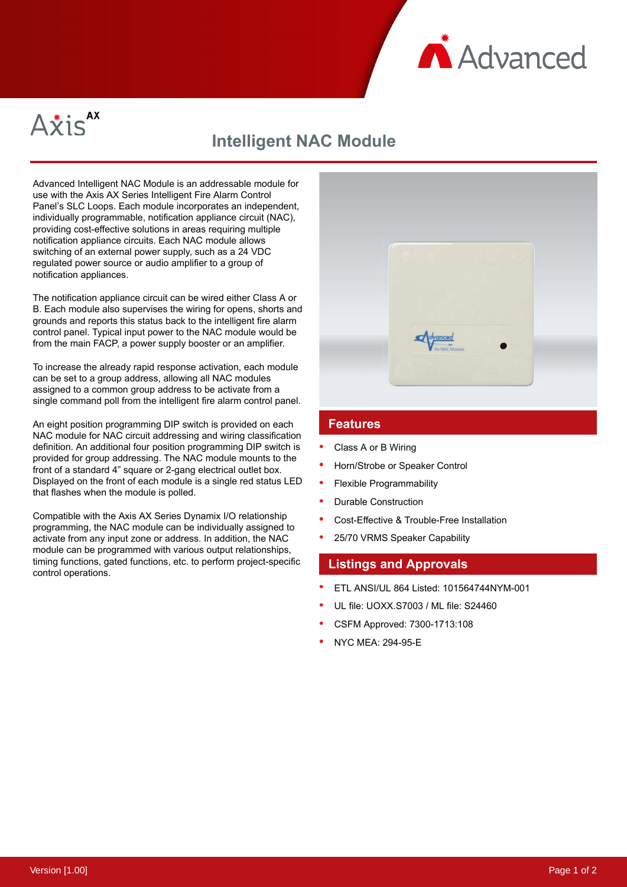Axis AX

# Intelligent NAC Module

Advanced Intelligent NAC Module is an addressable module for use with the Axis AX Series Intelligent Fire Alarm Control Panel's SLC Loops. Each module incorporates an independent, individually programmable, notification appliance circuit (NAC), providing cost-effective solutions in areas requiring multiple notification appliance circuits. Each NAC module allows switching of an external power supply, such as a 24 VDC regulated power source or audio amplifier to a group of notification appliances.

The notification appliance circuit can be wired either Class A or B. Each module also supervises the wiring for opens, shorts and grounds and reports this status back to the intelligent fire alarm control panel. Typical input power to the NAC module would be from the main FACP, a power supply booster or an amplifier.

To increase the already rapid response activation, each module can be set to a group address, allowing all NAC modules assigned to a common group address to be activate from a single command poll from the intelligent fire alarm control panel.

An eight position programming DIP switch is provided on each NAC module for NAC circuit addressing and wiring classification definition. An additional four position programming DIP switch is provided for group addressing. The NAC module mounts to the front of a standard 4" square or 2-gang electrical outlet box. Displayed on the front of each module is a single red status LED that flashes when the module is polled.

Compatible with the Axis AX Series Dynamix I/O relationship programming, the NAC module can be individually assigned to activate from any input zone or address. In addition, the NAC module can be programmed with various output relationships, timing functions, gated functions, etc. to perform project-specific control operations.

## Features

- Class A or B Wiring
- Horn/Strobe or Speaker Control
- Flexible Programmability
- Durable Construction
- Cost-Effective & Trouble-Free Installation
- 25/70 VRMS Speaker Capability

## Listings and Approvals

- ETL ANSI/UL 864 Listed: 101564744NYM-001
- UL file: UOXX.S7003 / ML file: S24460
- CSFM Approved: 7300-1713:108
- NYC MEA: 294-95-E

Version [1.00]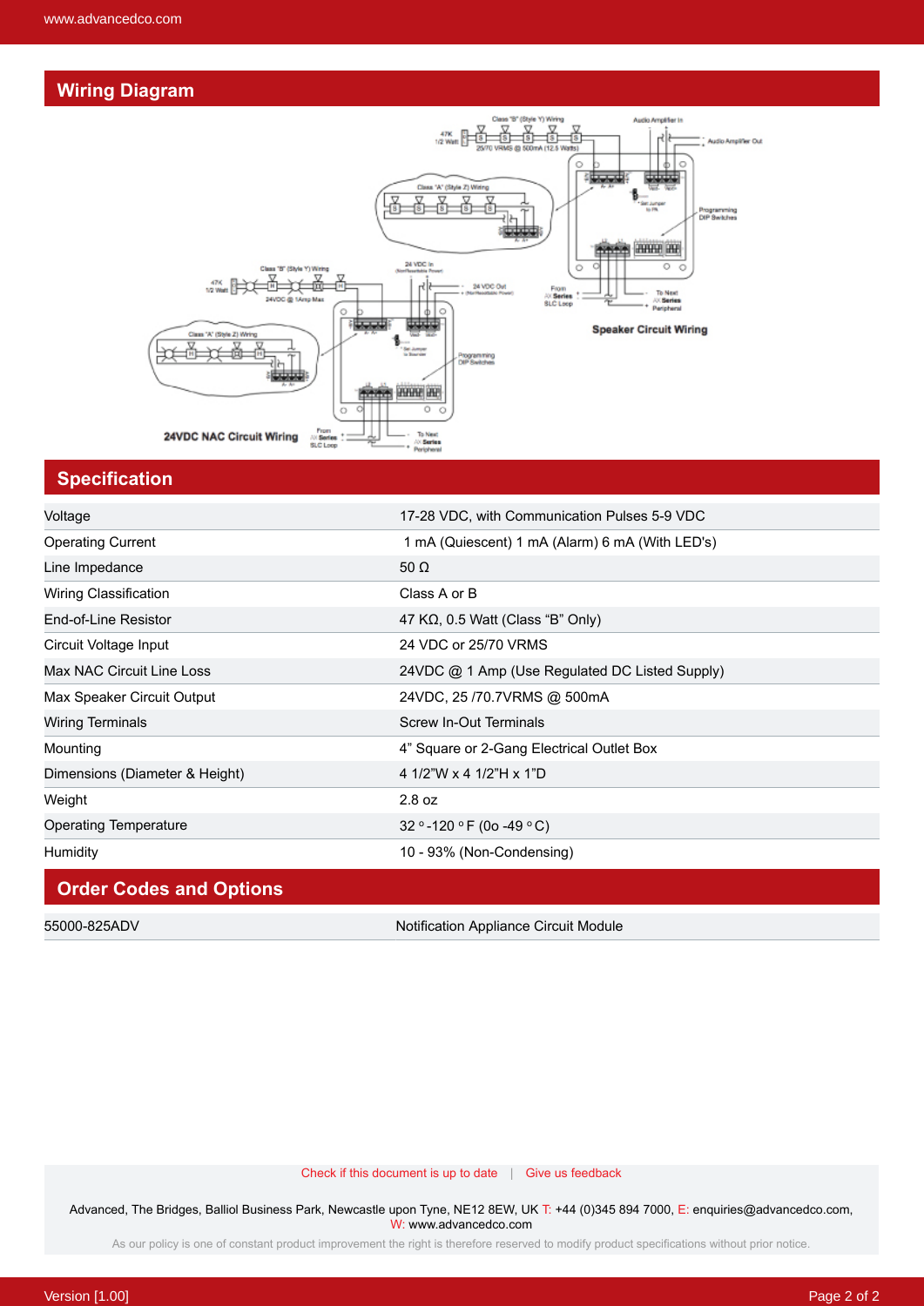## Wiring Diagram

Class "B" (Style Y) Wiring

47K 1/2 Watt

25/70 VRMS @ 500mA (12.5 Watts)

Audio Amplifier In

Audio Amplifier Out

Class "A" (Style Z) Wiring

Programming DIP Switches

From AX Series SLC Loop

To Next AX Series Peripheral

Speaker Circuit Wiring

Class "B" (Style Y) Wiring

47K 1/2 Watt

24VDC @ 1Amp Max

24 VDC In (Non-Resettable Power)

24 VDC Out (Non-Resettable Power)

Class "A" (Style Z) Wiring

Programming DIP Switches

24VDC NAC Circuit Wiring

From AX Series SLC Loop

To Next AX Series Peripheral

## Specification

| | |
|---|---|
| Voltage | 17-28 VDC, with Communication Pulses 5-9 VDC |
| Operating Current | 1 mA (Quiescent) 1 mA (Alarm) 6 mA (With LED's) |
| Line Impedance | 50 Ω |
| Wiring Classification | Class A or B |
| End-of-Line Resistor | 47 KΩ, 0.5 Watt (Class "B" Only) |
| Circuit Voltage Input | 24 VDC or 25/70 VRMS |
| Max NAC Circuit Line Loss | 24VDC @ 1 Amp (Use Regulated DC Listed Supply) |
| Max Speaker Circuit Output | 24VDC, 25 /70.7VRMS @ 500mA |
| Wiring Terminals | Screw In-Out Terminals |
| Mounting | 4" Square or 2-Gang Electrical Outlet Box |
| Dimensions (Diameter & Height) | 4 1/2"W x 4 1/2"H x 1"D |
| Weight | 2.8 oz |
| Operating Temperature | 32 °-120 °F (0o -49 °C) |
| Humidity | 10 - 93% (Non-Condensing) |

## Order Codes and Options

| | |
|---|---|
| 55000-825ADV | Notification Appliance Circuit Module |

Check if this document is up to date | Give us feedback

Advanced, The Bridges, Balliol Business Park, Newcastle upon Tyne, NE12 8EW, UK T: +44 (0)345 894 7000, E: enquiries@advancedco.com, W: www.advancedco.com

As our policy is one of constant product improvement the right is therefore reserved to modify product specifications without prior notice.

Version [1.00]